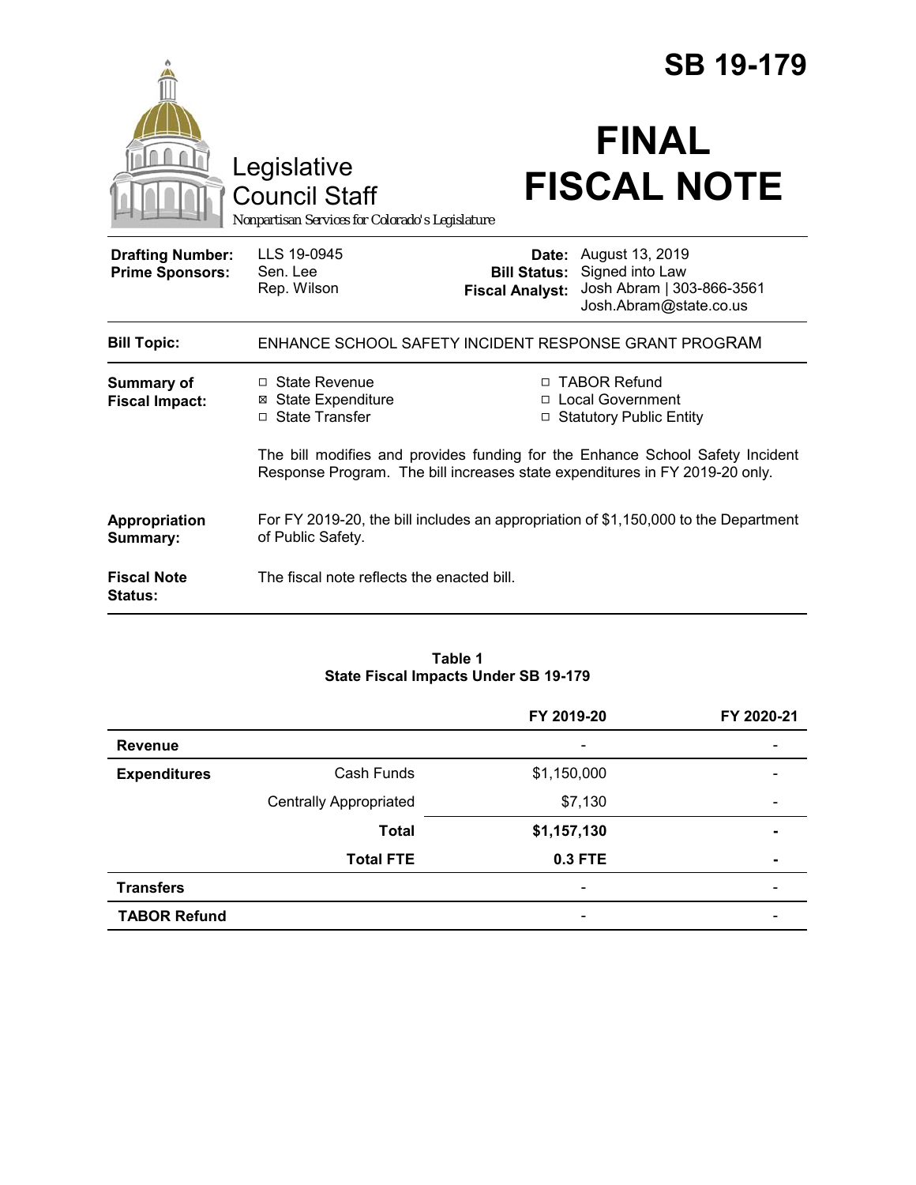# SB 19-179

Legislative Council Staff

*Nonpartisan Services for Colorado's Legislature*

# FINAL FISCAL NOTE

| | | | |
|---|---|---|---|
| **Drafting Number:** | LLS 19-0945 | **Date:** | August 13, 2019 |
| **Prime Sponsors:** | Sen. Lee<br>Rep. Wilson | **Bill Status:** | Signed into Law |
| | | **Fiscal Analyst:** | Josh Abram \| 303-866-3561<br>Josh.Abram@state.co.us |

| | |
|---|---|
| **Bill Topic:** | ENHANCE SCHOOL SAFETY INCIDENT RESPONSE GRANT PROGRAM |

**Summary of Fiscal Impact:**

- ☐ State Revenue
- ☒ State Expenditure
- ☐ State Transfer
- ☐ TABOR Refund
- ☐ Local Government
- ☐ Statutory Public Entity

The bill modifies and provides funding for the Enhance School Safety Incident Response Program. The bill increases state expenditures in FY 2019-20 only.

**Appropriation Summary:** For FY 2019-20, the bill includes an appropriation of $1,150,000 to the Department of Public Safety.

**Fiscal Note Status:** The fiscal note reflects the enacted bill.

**Table 1**
**State Fiscal Impacts Under SB 19-179**

| | | FY 2019-20 | FY 2020-21 |
|---|---|---|---|
| **Revenue** | | - | - |
| **Expenditures** | Cash Funds | $1,150,000 | - |
| | Centrally Appropriated | $7,130 | - |
| | **Total** | **$1,157,130** | **-** |
| | **Total FTE** | **0.3 FTE** | **-** |
| **Transfers** | | - | - |
| **TABOR Refund** | | - | - |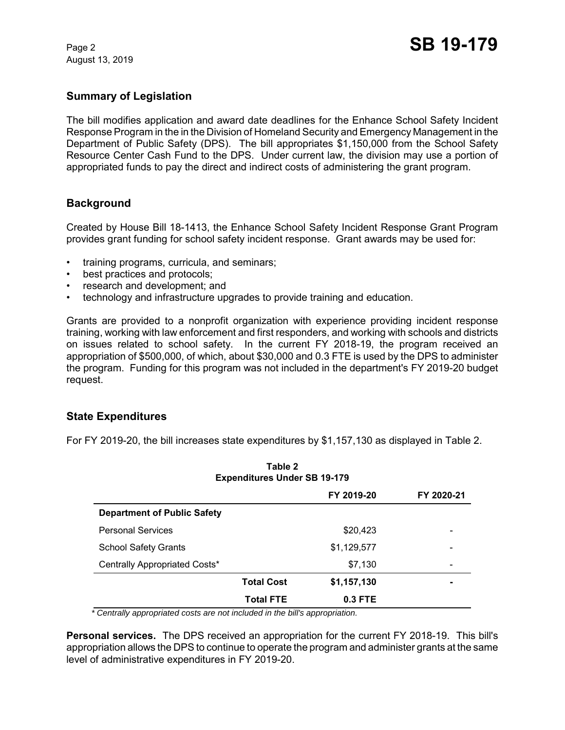## Summary of Legislation

The bill modifies application and award date deadlines for the Enhance School Safety Incident Response Program in the in the Division of Homeland Security and Emergency Management in the Department of Public Safety (DPS). The bill appropriates $1,150,000 from the School Safety Resource Center Cash Fund to the DPS. Under current law, the division may use a portion of appropriated funds to pay the direct and indirect costs of administering the grant program.

## Background

Created by House Bill 18-1413, the Enhance School Safety Incident Response Grant Program provides grant funding for school safety incident response. Grant awards may be used for:

- training programs, curricula, and seminars;
- best practices and protocols;
- research and development; and
- technology and infrastructure upgrades to provide training and education.

Grants are provided to a nonprofit organization with experience providing incident response training, working with law enforcement and first responders, and working with schools and districts on issues related to school safety. In the current FY 2018-19, the program received an appropriation of $500,000, of which, about $30,000 and 0.3 FTE is used by the DPS to administer the program. Funding for this program was not included in the department's FY 2019-20 budget request.

## State Expenditures

For FY 2019-20, the bill increases state expenditures by $1,157,130 as displayed in Table 2.

**Table 2**
**Expenditures Under SB 19-179**

| | FY 2019-20 | FY 2020-21 |
|---|---|---|
| **Department of Public Safety** | | |
| Personal Services | $20,423 | - |
| School Safety Grants | $1,129,577 | - |
| Centrally Appropriated Costs* | $7,130 | - |
| **Total Cost** | **$1,157,130** | **-** |
| **Total FTE** | **0.3 FTE** | |

*\* Centrally appropriated costs are not included in the bill's appropriation.*

**Personal services.** The DPS received an appropriation for the current FY 2018-19. This bill's appropriation allows the DPS to continue to operate the program and administer grants at the same level of administrative expenditures in FY 2019-20.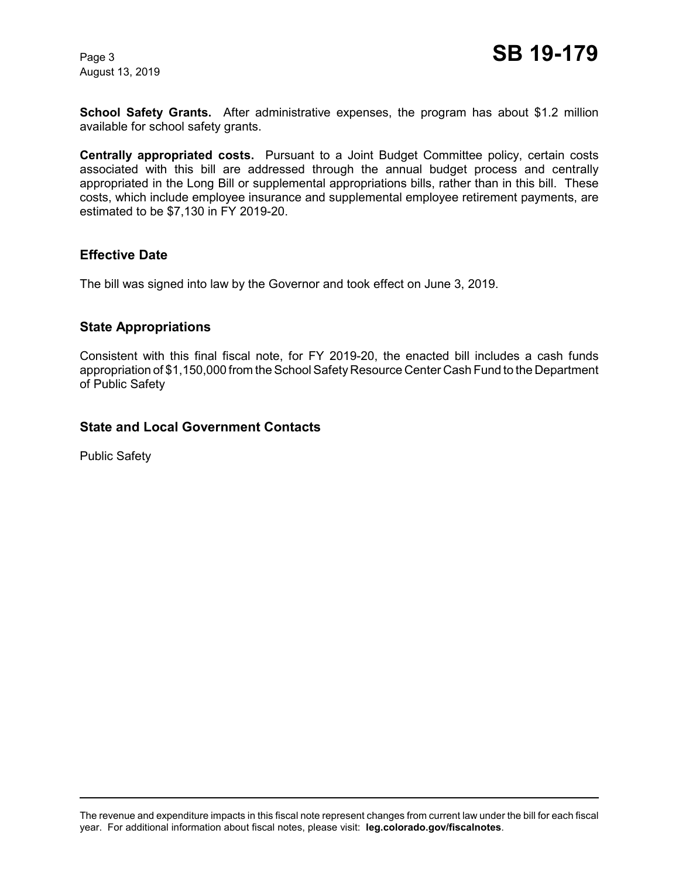**School Safety Grants.** After administrative expenses, the program has about $1.2 million available for school safety grants.

**Centrally appropriated costs.** Pursuant to a Joint Budget Committee policy, certain costs associated with this bill are addressed through the annual budget process and centrally appropriated in the Long Bill or supplemental appropriations bills, rather than in this bill. These costs, which include employee insurance and supplemental employee retirement payments, are estimated to be $7,130 in FY 2019-20.

## Effective Date

The bill was signed into law by the Governor and took effect on June 3, 2019.

## State Appropriations

Consistent with this final fiscal note, for FY 2019-20, the enacted bill includes a cash funds appropriation of $1,150,000 from the School Safety Resource Center Cash Fund to the Department of Public Safety

## State and Local Government Contacts

Public Safety

The revenue and expenditure impacts in this fiscal note represent changes from current law under the bill for each fiscal year. For additional information about fiscal notes, please visit: **leg.colorado.gov/fiscalnotes**.